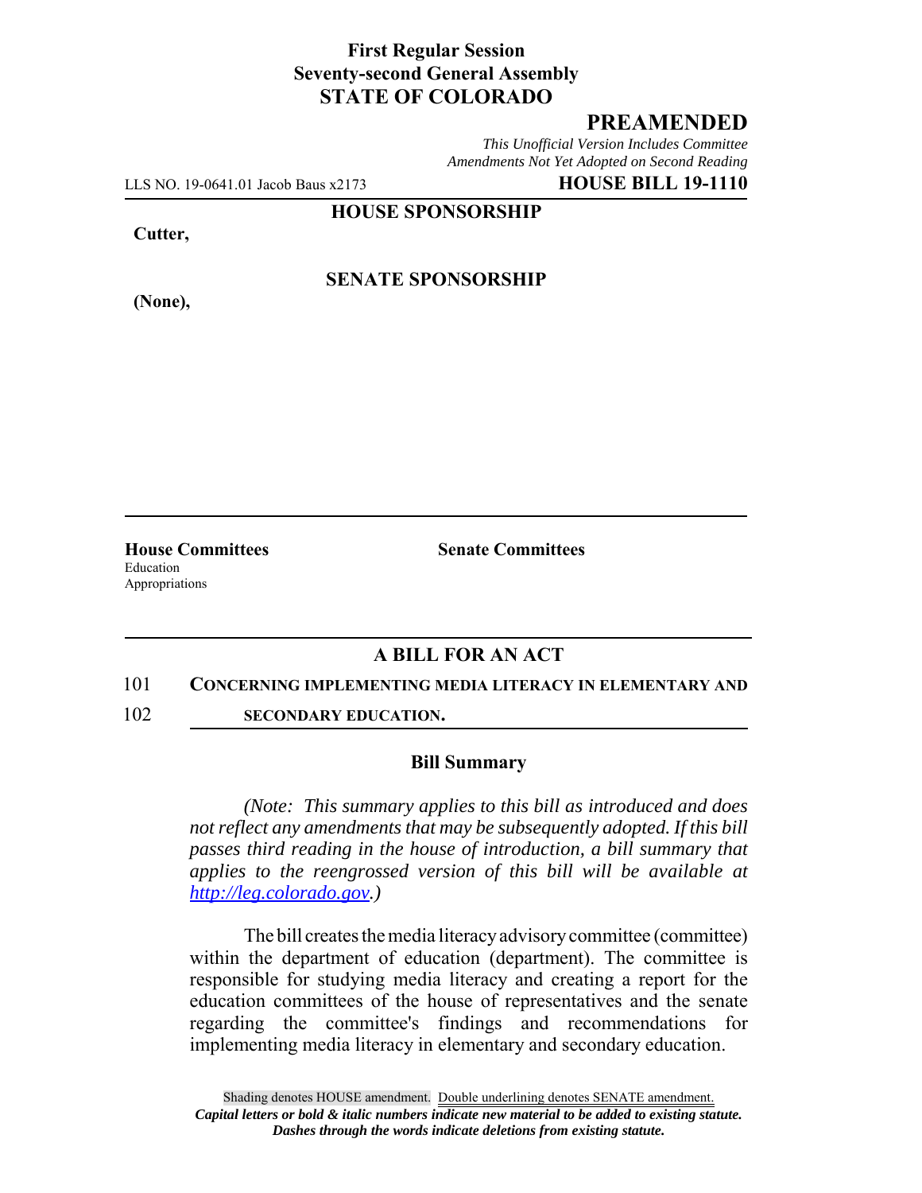**First Regular Session**
**Seventy-second General Assembly**
**STATE OF COLORADO**

# PREAMENDED

*This Unofficial Version Includes Committee Amendments Not Yet Adopted on Second Reading*

LLS NO. 19-0641.01 Jacob Baus x2173 **HOUSE BILL 19-1110**

**HOUSE SPONSORSHIP**

**Cutter,**

**SENATE SPONSORSHIP**

**(None),**

---

**House Committees**
Education
Appropriations

**Senate Committees**

---

## A BILL FOR AN ACT

101 **CONCERNING IMPLEMENTING MEDIA LITERACY IN ELEMENTARY AND**

102 **SECONDARY EDUCATION.**

### Bill Summary

*(Note: This summary applies to this bill as introduced and does not reflect any amendments that may be subsequently adopted. If this bill passes third reading in the house of introduction, a bill summary that applies to the reengrossed version of this bill will be available at http://leg.colorado.gov.)*

The bill creates the media literacy advisory committee (committee) within the department of education (department). The committee is responsible for studying media literacy and creating a report for the education committees of the house of representatives and the senate regarding the committee's findings and recommendations for implementing media literacy in elementary and secondary education.

Shading denotes HOUSE amendment. Double underlining denotes SENATE amendment.
***Capital letters or bold & italic numbers indicate new material to be added to existing statute.***
***Dashes through the words indicate deletions from existing statute.***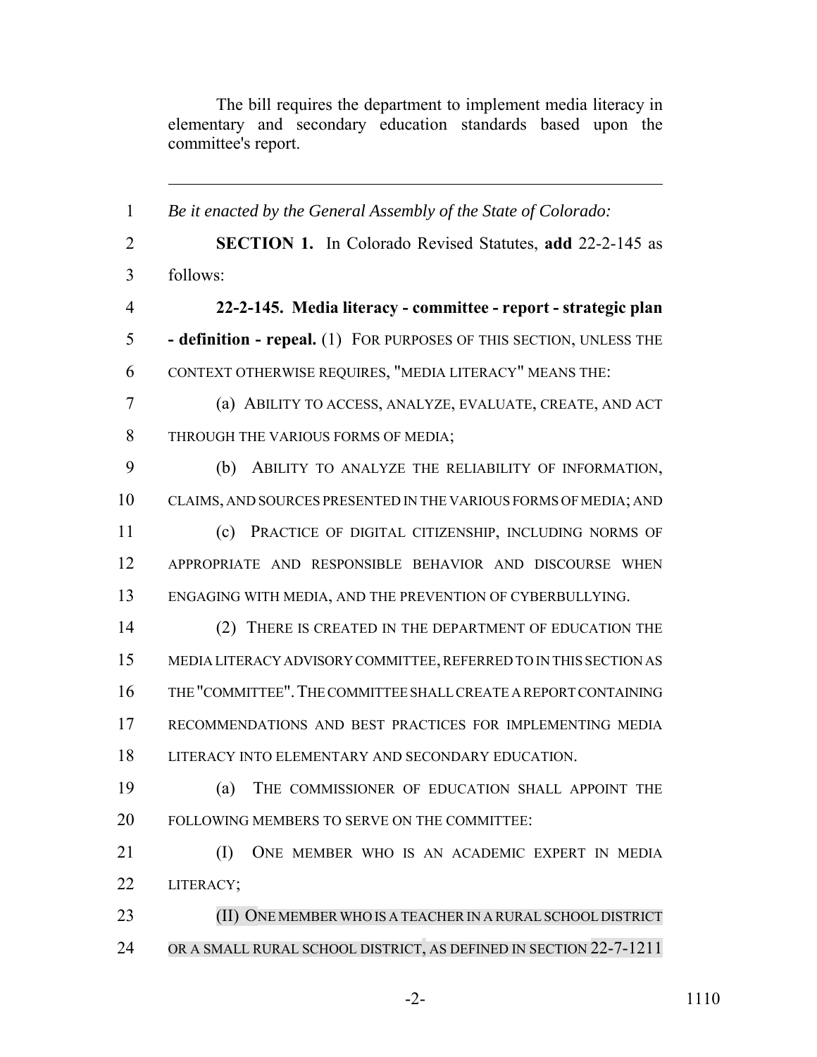The bill requires the department to implement media literacy in elementary and secondary education standards based upon the committee's report.

---

1 *Be it enacted by the General Assembly of the State of Colorado:*

2 **SECTION 1.** In Colorado Revised Statutes, **add** 22-2-145 as

3 follows:

4 **22-2-145. Media literacy - committee - report - strategic plan**

5 **- definition - repeal.** (1) FOR PURPOSES OF THIS SECTION, UNLESS THE

6 CONTEXT OTHERWISE REQUIRES, "MEDIA LITERACY" MEANS THE:

7 (a) ABILITY TO ACCESS, ANALYZE, EVALUATE, CREATE, AND ACT

8 THROUGH THE VARIOUS FORMS OF MEDIA;

9 (b) ABILITY TO ANALYZE THE RELIABILITY OF INFORMATION,

10 CLAIMS, AND SOURCES PRESENTED IN THE VARIOUS FORMS OF MEDIA; AND

11 (c) PRACTICE OF DIGITAL CITIZENSHIP, INCLUDING NORMS OF

12 APPROPRIATE AND RESPONSIBLE BEHAVIOR AND DISCOURSE WHEN

13 ENGAGING WITH MEDIA, AND THE PREVENTION OF CYBERBULLYING.

14 (2) THERE IS CREATED IN THE DEPARTMENT OF EDUCATION THE

15 MEDIA LITERACY ADVISORY COMMITTEE, REFERRED TO IN THIS SECTION AS

16 THE "COMMITTEE". THE COMMITTEE SHALL CREATE A REPORT CONTAINING

17 RECOMMENDATIONS AND BEST PRACTICES FOR IMPLEMENTING MEDIA

18 LITERACY INTO ELEMENTARY AND SECONDARY EDUCATION.

19 (a) THE COMMISSIONER OF EDUCATION SHALL APPOINT THE

20 FOLLOWING MEMBERS TO SERVE ON THE COMMITTEE:

21 (I) ONE MEMBER WHO IS AN ACADEMIC EXPERT IN MEDIA

22 LITERACY;

23 (II) ONE MEMBER WHO IS A TEACHER IN A RURAL SCHOOL DISTRICT

24 OR A SMALL RURAL SCHOOL DISTRICT, AS DEFINED IN SECTION 22-7-1211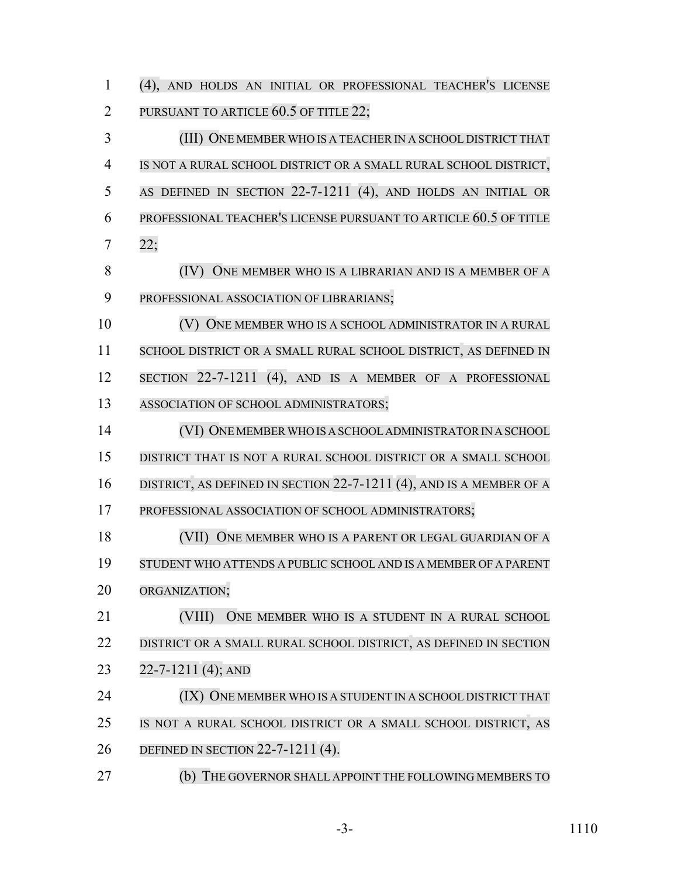(4), AND HOLDS AN INITIAL OR PROFESSIONAL TEACHER'S LICENSE PURSUANT TO ARTICLE 60.5 OF TITLE 22;

(III) ONE MEMBER WHO IS A TEACHER IN A SCHOOL DISTRICT THAT IS NOT A RURAL SCHOOL DISTRICT OR A SMALL RURAL SCHOOL DISTRICT, AS DEFINED IN SECTION 22-7-1211 (4), AND HOLDS AN INITIAL OR PROFESSIONAL TEACHER'S LICENSE PURSUANT TO ARTICLE 60.5 OF TITLE 22;

(IV) ONE MEMBER WHO IS A LIBRARIAN AND IS A MEMBER OF A PROFESSIONAL ASSOCIATION OF LIBRARIANS;

(V) ONE MEMBER WHO IS A SCHOOL ADMINISTRATOR IN A RURAL SCHOOL DISTRICT OR A SMALL RURAL SCHOOL DISTRICT, AS DEFINED IN SECTION 22-7-1211 (4), AND IS A MEMBER OF A PROFESSIONAL ASSOCIATION OF SCHOOL ADMINISTRATORS;

(VI) ONE MEMBER WHO IS A SCHOOL ADMINISTRATOR IN A SCHOOL DISTRICT THAT IS NOT A RURAL SCHOOL DISTRICT OR A SMALL SCHOOL DISTRICT, AS DEFINED IN SECTION 22-7-1211 (4), AND IS A MEMBER OF A PROFESSIONAL ASSOCIATION OF SCHOOL ADMINISTRATORS;

(VII) ONE MEMBER WHO IS A PARENT OR LEGAL GUARDIAN OF A STUDENT WHO ATTENDS A PUBLIC SCHOOL AND IS A MEMBER OF A PARENT ORGANIZATION;

(VIII) ONE MEMBER WHO IS A STUDENT IN A RURAL SCHOOL DISTRICT OR A SMALL RURAL SCHOOL DISTRICT, AS DEFINED IN SECTION 22-7-1211 (4); AND

(IX) ONE MEMBER WHO IS A STUDENT IN A SCHOOL DISTRICT THAT IS NOT A RURAL SCHOOL DISTRICT OR A SMALL SCHOOL DISTRICT, AS DEFINED IN SECTION 22-7-1211 (4).

(b) THE GOVERNOR SHALL APPOINT THE FOLLOWING MEMBERS TO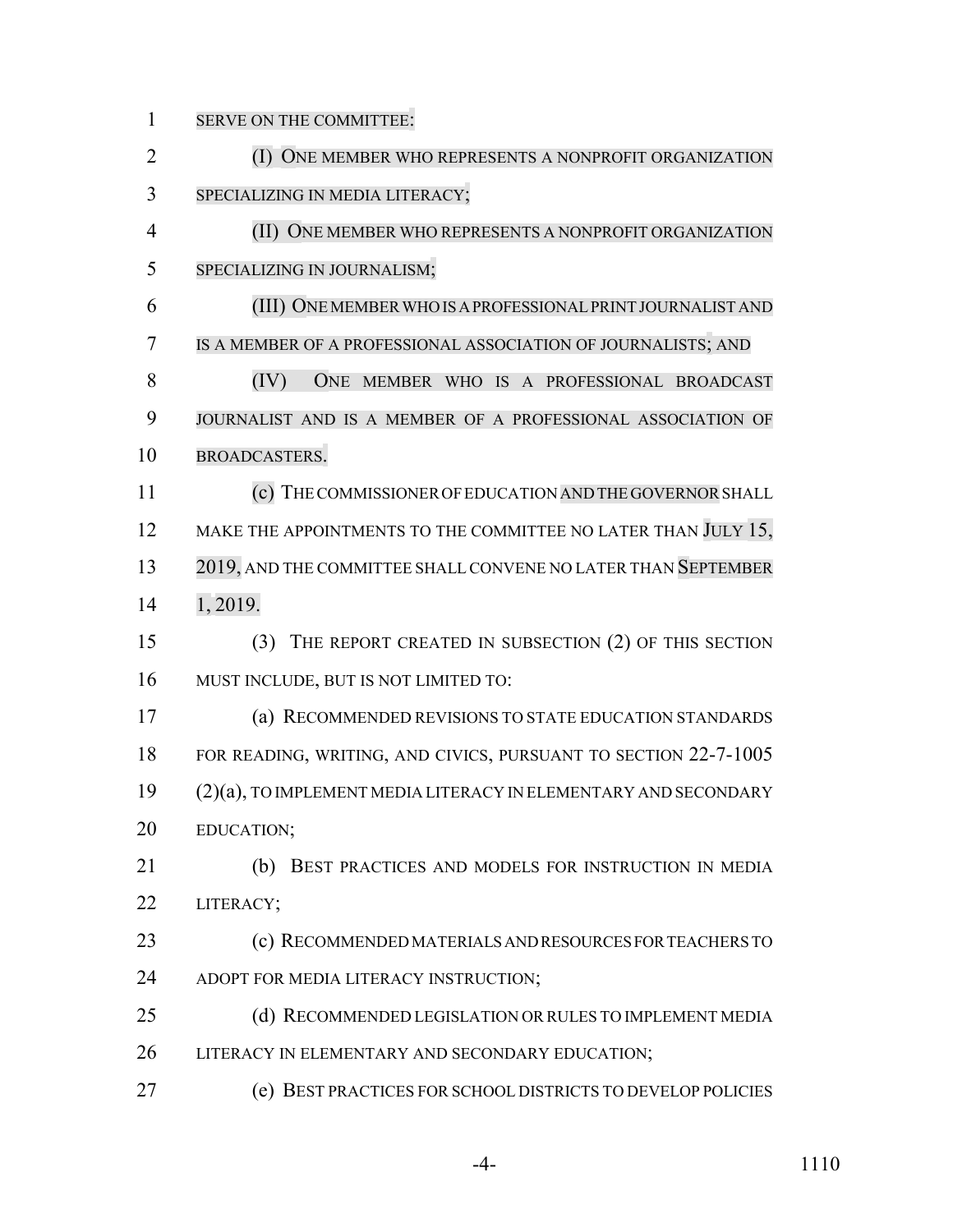SERVE ON THE COMMITTEE:

(I) ONE MEMBER WHO REPRESENTS A NONPROFIT ORGANIZATION SPECIALIZING IN MEDIA LITERACY;

(II) ONE MEMBER WHO REPRESENTS A NONPROFIT ORGANIZATION SPECIALIZING IN JOURNALISM;

(III) ONE MEMBER WHO IS A PROFESSIONAL PRINT JOURNALIST AND IS A MEMBER OF A PROFESSIONAL ASSOCIATION OF JOURNALISTS; AND

(IV) ONE MEMBER WHO IS A PROFESSIONAL BROADCAST JOURNALIST AND IS A MEMBER OF A PROFESSIONAL ASSOCIATION OF BROADCASTERS.

(c) THE COMMISSIONER OF EDUCATION AND THE GOVERNOR SHALL MAKE THE APPOINTMENTS TO THE COMMITTEE NO LATER THAN JULY 15, 2019, AND THE COMMITTEE SHALL CONVENE NO LATER THAN SEPTEMBER 1, 2019.

(3) THE REPORT CREATED IN SUBSECTION (2) OF THIS SECTION MUST INCLUDE, BUT IS NOT LIMITED TO:

(a) RECOMMENDED REVISIONS TO STATE EDUCATION STANDARDS FOR READING, WRITING, AND CIVICS, PURSUANT TO SECTION 22-7-1005 (2)(a), TO IMPLEMENT MEDIA LITERACY IN ELEMENTARY AND SECONDARY EDUCATION;

(b) BEST PRACTICES AND MODELS FOR INSTRUCTION IN MEDIA LITERACY;

(c) RECOMMENDED MATERIALS AND RESOURCES FOR TEACHERS TO ADOPT FOR MEDIA LITERACY INSTRUCTION;

(d) RECOMMENDED LEGISLATION OR RULES TO IMPLEMENT MEDIA LITERACY IN ELEMENTARY AND SECONDARY EDUCATION;

(e) BEST PRACTICES FOR SCHOOL DISTRICTS TO DEVELOP POLICIES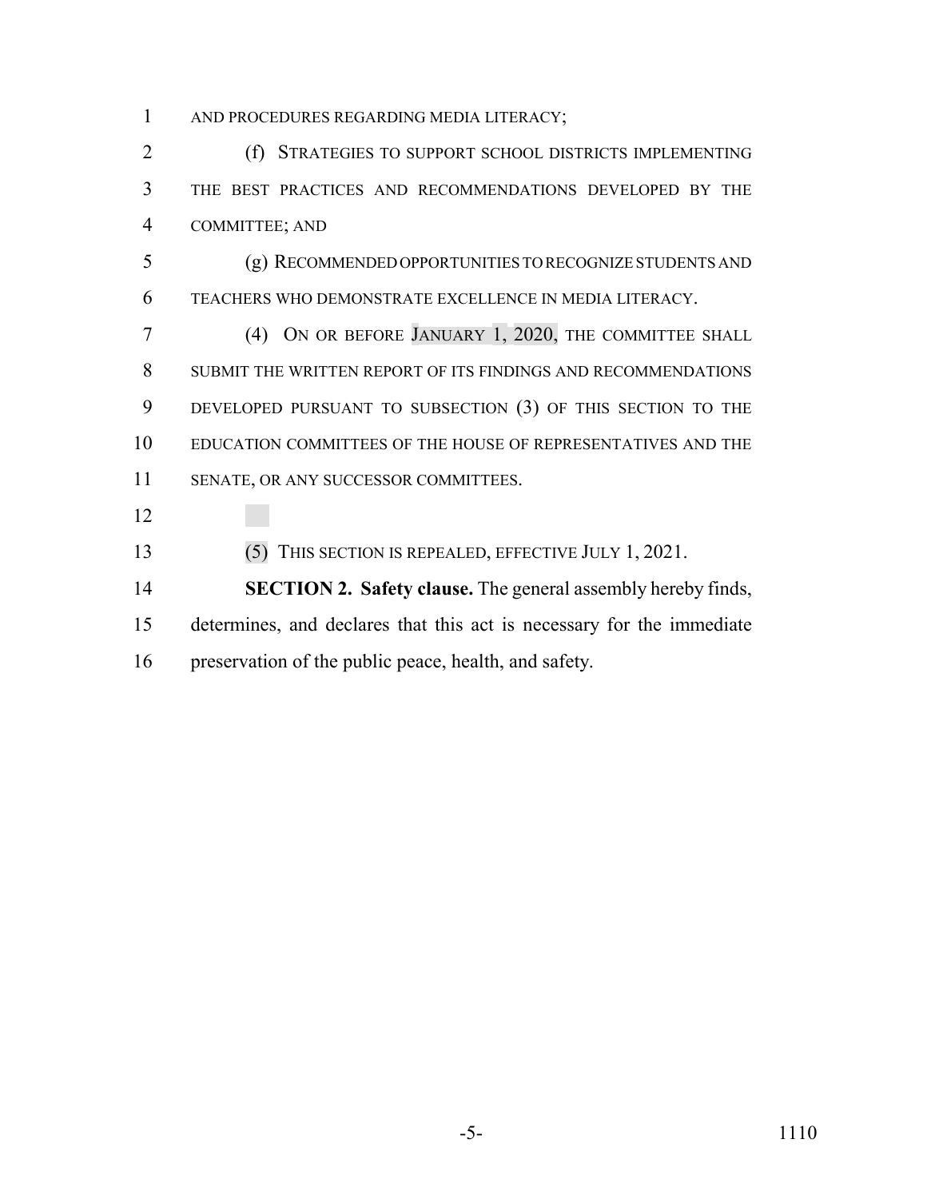AND PROCEDURES REGARDING MEDIA LITERACY;

(f) STRATEGIES TO SUPPORT SCHOOL DISTRICTS IMPLEMENTING THE BEST PRACTICES AND RECOMMENDATIONS DEVELOPED BY THE COMMITTEE; AND

(g) RECOMMENDED OPPORTUNITIES TO RECOGNIZE STUDENTS AND TEACHERS WHO DEMONSTRATE EXCELLENCE IN MEDIA LITERACY.

(4) ON OR BEFORE JANUARY 1, 2020, THE COMMITTEE SHALL SUBMIT THE WRITTEN REPORT OF ITS FINDINGS AND RECOMMENDATIONS DEVELOPED PURSUANT TO SUBSECTION (3) OF THIS SECTION TO THE EDUCATION COMMITTEES OF THE HOUSE OF REPRESENTATIVES AND THE SENATE, OR ANY SUCCESSOR COMMITTEES.

(5) THIS SECTION IS REPEALED, EFFECTIVE JULY 1, 2021.

**SECTION 2. Safety clause.** The general assembly hereby finds, determines, and declares that this act is necessary for the immediate preservation of the public peace, health, and safety.